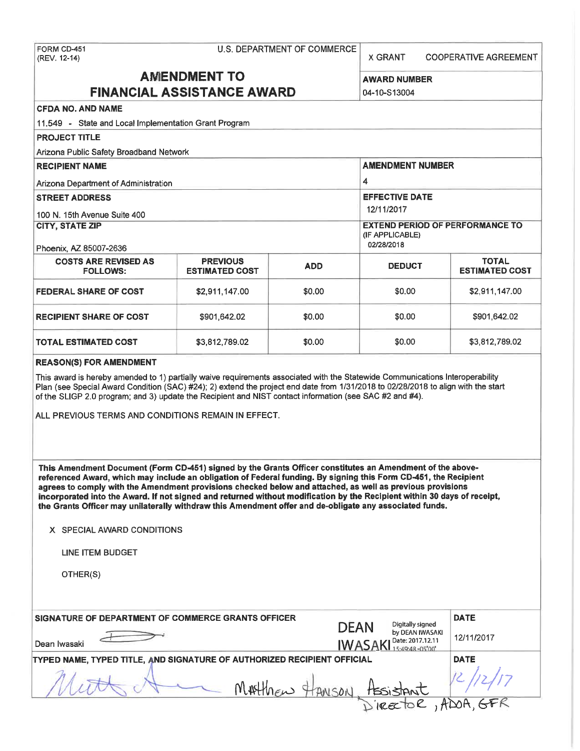FORM CD-451
(REV. 12-14)

U.S. DEPARTMENT OF COMMERCE

X GRANT    COOPERATIVE AGREEMENT

# AMENDMENT TO FINANCIAL ASSISTANCE AWARD

**AWARD NUMBER**
04-10-S13004

**CFDA NO. AND NAME**
11.549 - State and Local Implementation Grant Program

**PROJECT TITLE**
Arizona Public Safety Broadband Network

**RECIPIENT NAME**
Arizona Department of Administration

**AMENDMENT NUMBER**
4

**STREET ADDRESS**
100 N. 15th Avenue Suite 400

**EFFECTIVE DATE**
12/11/2017

**CITY, STATE ZIP**
Phoenix, AZ 85007-2636

**EXTEND PERIOD OF PERFORMANCE TO (IF APPLICABLE)**
02/28/2018

| COSTS ARE REVISED AS FOLLOWS: | PREVIOUS ESTIMATED COST | ADD | DEDUCT | TOTAL ESTIMATED COST |
|---|---|---|---|---|
| FEDERAL SHARE OF COST | $2,911,147.00 | $0.00 | $0.00 | $2,911,147.00 |
| RECIPIENT SHARE OF COST | $901,642.02 | $0.00 | $0.00 | $901,642.02 |
| TOTAL ESTIMATED COST | $3,812,789.02 | $0.00 | $0.00 | $3,812,789.02 |

**REASON(S) FOR AMENDMENT**

This award is hereby amended to 1) partially waive requirements associated with the Statewide Communications Interoperability Plan (see Special Award Condition (SAC) #24); 2) extend the project end date from 1/31/2018 to 02/28/2018 to align with the start of the SLIGP 2.0 program; and 3) update the Recipient and NIST contact information (see SAC #2 and #4).

ALL PREVIOUS TERMS AND CONDITIONS REMAIN IN EFFECT.

**This Amendment Document (Form CD-451) signed by the Grants Officer constitutes an Amendment of the above-referenced Award, which may include an obligation of Federal funding. By signing this Form CD-451, the Recipient agrees to comply with the Amendment provisions checked below and attached, as well as previous provisions incorporated into the Award. If not signed and returned without modification by the Recipient within 30 days of receipt, the Grants Officer may unilaterally withdraw this Amendment offer and de-obligate any associated funds.**

X SPECIAL AWARD CONDITIONS

LINE ITEM BUDGET

OTHER(S)

**SIGNATURE OF DEPARTMENT OF COMMERCE GRANTS OFFICER**
Dean Iwasaki
DEAN IWASAKI Digitally signed by DEAN IWASAKI Date: 2017.12.11 15:49:48 -05'00'

**DATE**
12/11/2017

**TYPED NAME, TYPED TITLE, AND SIGNATURE OF AUTHORIZED RECIPIENT OFFICIAL**
Matthew Hanson, Assistant Director, ADOA, GFR

**DATE**
12/12/17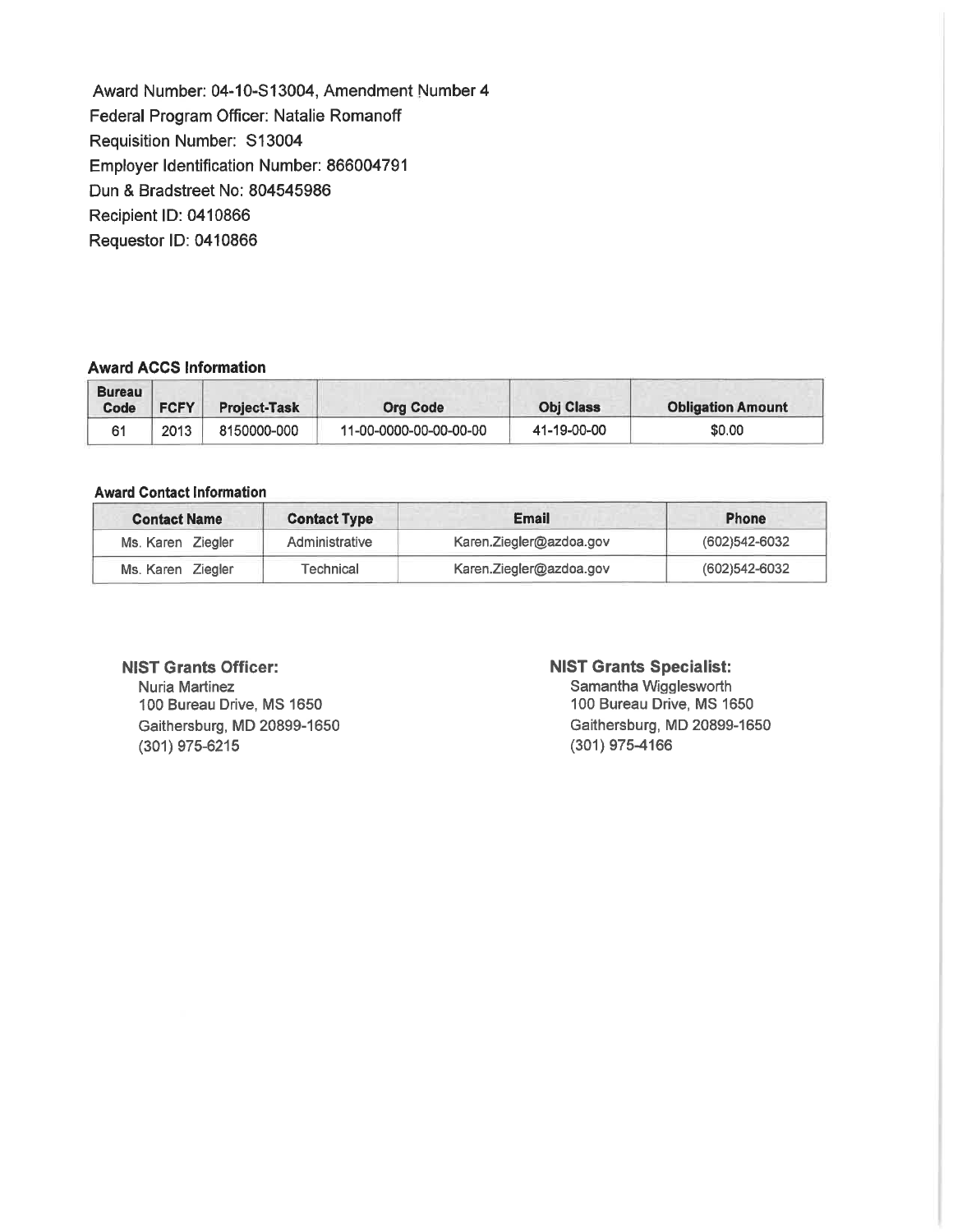Award Number: 04-10-S13004, Amendment Number 4
Federal Program Officer: Natalie Romanoff
Requisition Number: S13004
Employer Identification Number: 866004791
Dun & Bradstreet No: 804545986
Recipient ID: 0410866
Requestor ID: 0410866

**Award ACCS Information**

| Bureau Code | FCFY | Project-Task | Org Code | Obj Class | Obligation Amount |
|---|---|---|---|---|---|
| 61 | 2013 | 8150000-000 | 11-00-0000-00-00-00-00 | 41-19-00-00 | $0.00 |

**Award Contact Information**

| Contact Name | Contact Type | Email | Phone |
|---|---|---|---|
| Ms. Karen Ziegler | Administrative | Karen.Ziegler@azdoa.gov | (602)542-6032 |
| Ms. Karen Ziegler | Technical | Karen.Ziegler@azdoa.gov | (602)542-6032 |

**NIST Grants Officer:**
Nuria Martinez
100 Bureau Drive, MS 1650
Gaithersburg, MD 20899-1650
(301) 975-6215

**NIST Grants Specialist:**
Samantha Wigglesworth
100 Bureau Drive, MS 1650
Gaithersburg, MD 20899-1650
(301) 975-4166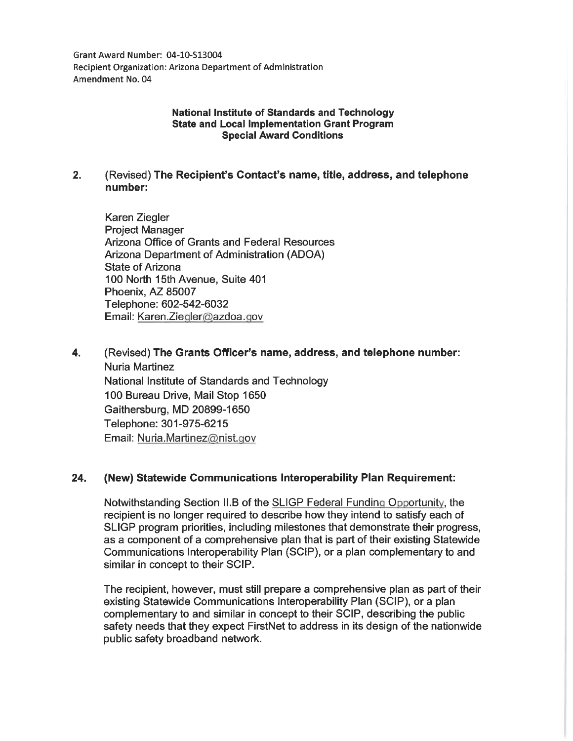Grant Award Number: 04-10-S13004
Recipient Organization: Arizona Department of Administration
Amendment No. 04

**National Institute of Standards and Technology**
**State and Local Implementation Grant Program**
**Special Award Conditions**

**2.** (Revised) **The Recipient's Contact's name, title, address, and telephone number:**

Karen Ziegler
Project Manager
Arizona Office of Grants and Federal Resources
Arizona Department of Administration (ADOA)
State of Arizona
100 North 15th Avenue, Suite 401
Phoenix, AZ 85007
Telephone: 602-542-6032
Email: Karen.Ziegler@azdoa.gov

**4.** (Revised) **The Grants Officer's name, address, and telephone number:**
Nuria Martinez
National Institute of Standards and Technology
100 Bureau Drive, Mail Stop 1650
Gaithersburg, MD 20899-1650
Telephone: 301-975-6215
Email: Nuria.Martinez@nist.gov

**24. (New) Statewide Communications Interoperability Plan Requirement:**

Notwithstanding Section II.B of the SLIGP Federal Funding Opportunity, the recipient is no longer required to describe how they intend to satisfy each of SLIGP program priorities, including milestones that demonstrate their progress, as a component of a comprehensive plan that is part of their existing Statewide Communications Interoperability Plan (SCIP), or a plan complementary to and similar in concept to their SCIP.

The recipient, however, must still prepare a comprehensive plan as part of their existing Statewide Communications Interoperability Plan (SCIP), or a plan complementary to and similar in concept to their SCIP, describing the public safety needs that they expect FirstNet to address in its design of the nationwide public safety broadband network.